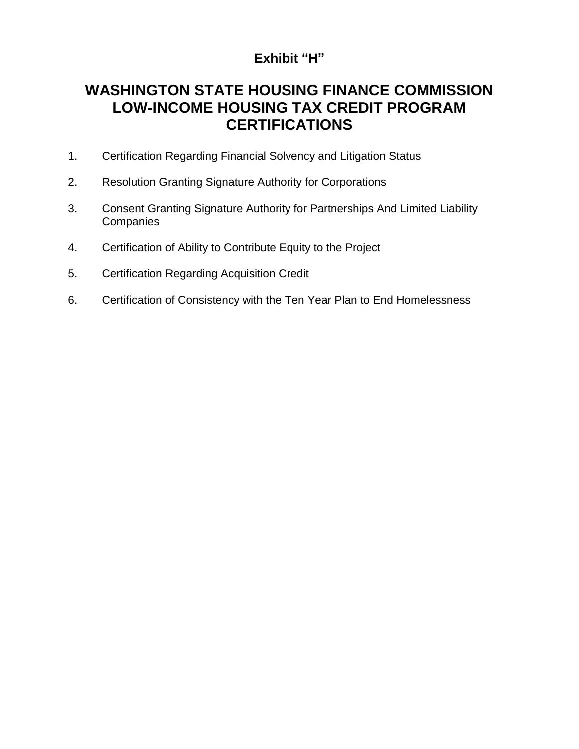**Exhibit "H"**

# WASHINGTON STATE HOUSING FINANCE COMMISSION LOW-INCOME HOUSING TAX CREDIT PROGRAM CERTIFICATIONS

1. Certification Regarding Financial Solvency and Litigation Status

2. Resolution Granting Signature Authority for Corporations

3. Consent Granting Signature Authority for Partnerships And Limited Liability Companies

4. Certification of Ability to Contribute Equity to the Project

5. Certification Regarding Acquisition Credit

6. Certification of Consistency with the Ten Year Plan to End Homelessness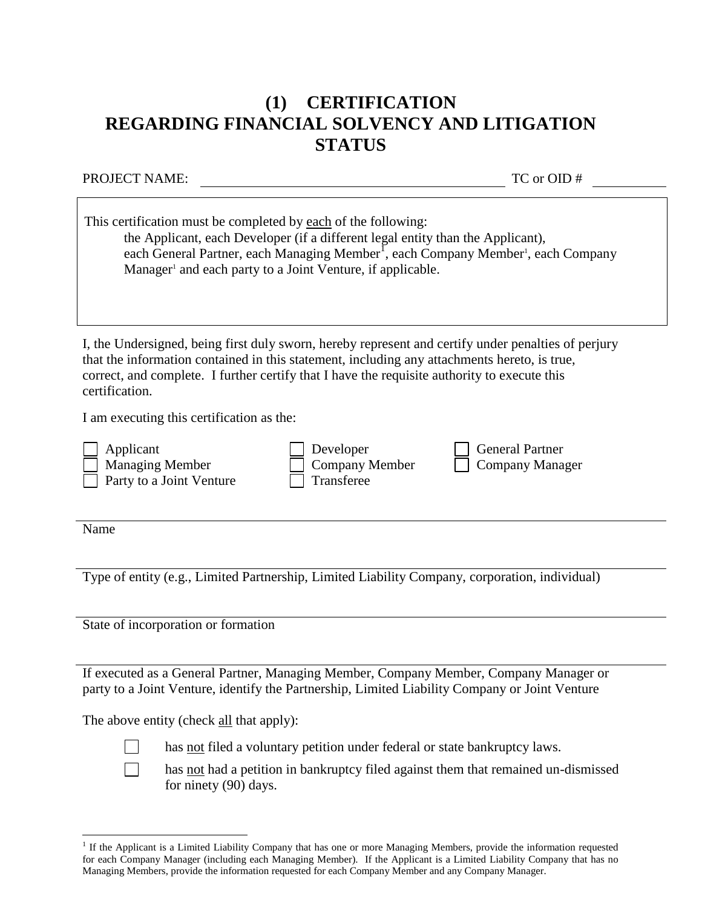# (1) CERTIFICATION REGARDING FINANCIAL SOLVENCY AND LITIGATION STATUS

PROJECT NAME: ______________________________ TC or OID # __________

> This certification must be completed by each of the following:
> the Applicant, each Developer (if a different legal entity than the Applicant), each General Partner, each Managing Member[1], each Company Member[1], each Company Manager[1] and each party to a Joint Venture, if applicable.

I, the Undersigned, being first duly sworn, hereby represent and certify under penalties of perjury that the information contained in this statement, including any attachments hereto, is true, correct, and complete. I further certify that I have the requisite authority to execute this certification.

I am executing this certification as the:

- ☐ Applicant
- ☐ Developer
- ☐ General Partner
- ☐ Managing Member
- ☐ Company Member
- ☐ Company Manager
- ☐ Party to a Joint Venture
- ☐ Transferee

______________________________
Name

______________________________
Type of entity (e.g., Limited Partnership, Limited Liability Company, corporation, individual)

______________________________
State of incorporation or formation

______________________________
If executed as a General Partner, Managing Member, Company Member, Company Manager or party to a Joint Venture, identify the Partnership, Limited Liability Company or Joint Venture

The above entity (check all that apply):

- ☐ has not filed a voluntary petition under federal or state bankruptcy laws.
- ☐ has not had a petition in bankruptcy filed against them that remained un-dismissed for ninety (90) days.

---

[1] If the Applicant is a Limited Liability Company that has one or more Managing Members, provide the information requested for each Company Manager (including each Managing Member). If the Applicant is a Limited Liability Company that has no Managing Members, provide the information requested for each Company Member and any Company Manager.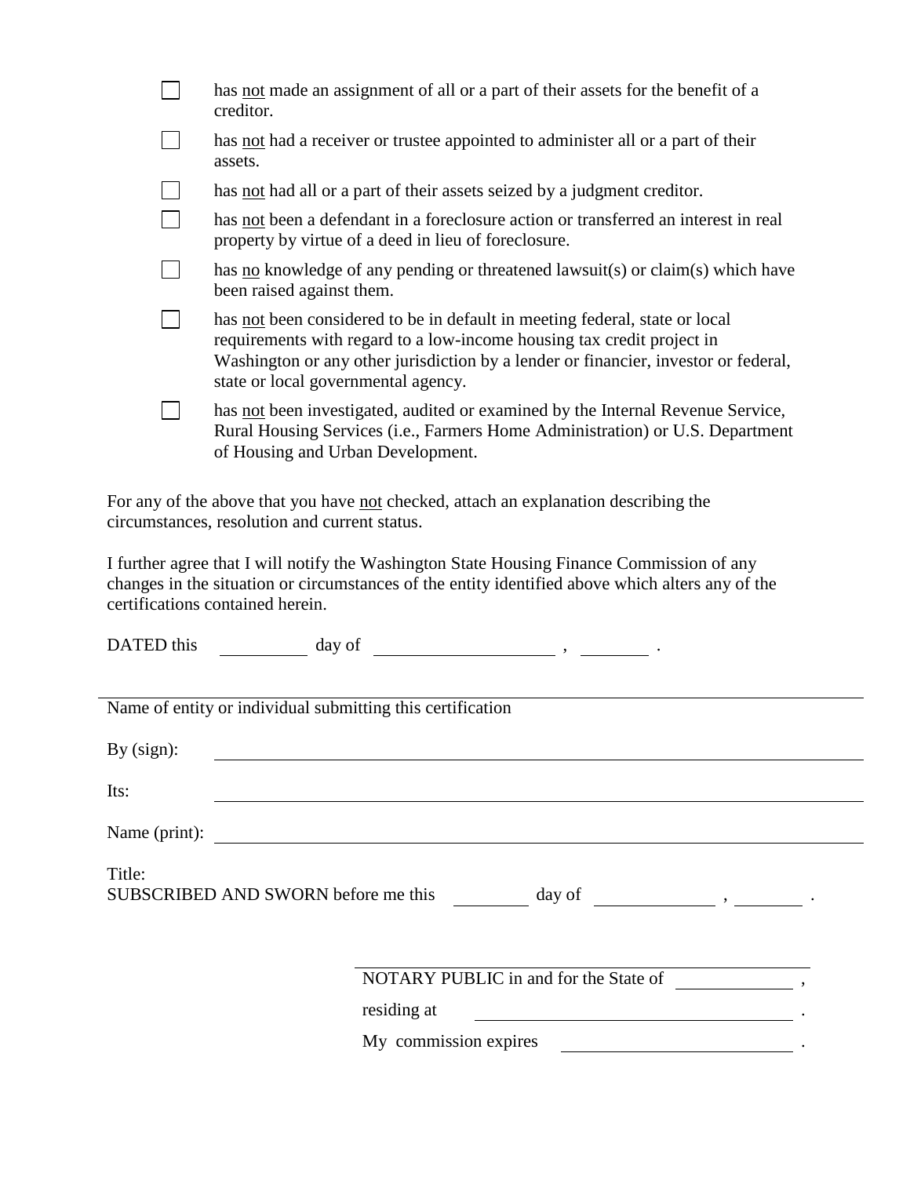- [ ] has <u>not</u> made an assignment of all or a part of their assets for the benefit of a creditor.
- [ ] has <u>not</u> had a receiver or trustee appointed to administer all or a part of their assets.
- [ ] has <u>not</u> had all or a part of their assets seized by a judgment creditor.
- [ ] has <u>not</u> been a defendant in a foreclosure action or transferred an interest in real property by virtue of a deed in lieu of foreclosure.
- [ ] has <u>no</u> knowledge of any pending or threatened lawsuit(s) or claim(s) which have been raised against them.
- [ ] has <u>not</u> been considered to be in default in meeting federal, state or local requirements with regard to a low-income housing tax credit project in Washington or any other jurisdiction by a lender or financier, investor or federal, state or local governmental agency.
- [ ] has <u>not</u> been investigated, audited or examined by the Internal Revenue Service, Rural Housing Services (i.e., Farmers Home Administration) or U.S. Department of Housing and Urban Development.

For any of the above that you have <u>not</u> checked, attach an explanation describing the circumstances, resolution and current status.

I further agree that I will notify the Washington State Housing Finance Commission of any changes in the situation or circumstances of the entity identified above which alters any of the certifications contained herein.

DATED this __________ day of ____________________ , ________ .

_______________________________________________
Name of entity or individual submitting this certification

By (sign): _______________________________________________

Its: _______________________________________________

Name (print): _______________________________________________

Title:
SUBSCRIBED AND SWORN before me this ________ day of _____________ , ________ .

_______________________________________________
NOTARY PUBLIC in and for the State of ____________ ,

residing at ________________________________ .

My commission expires ______________________ .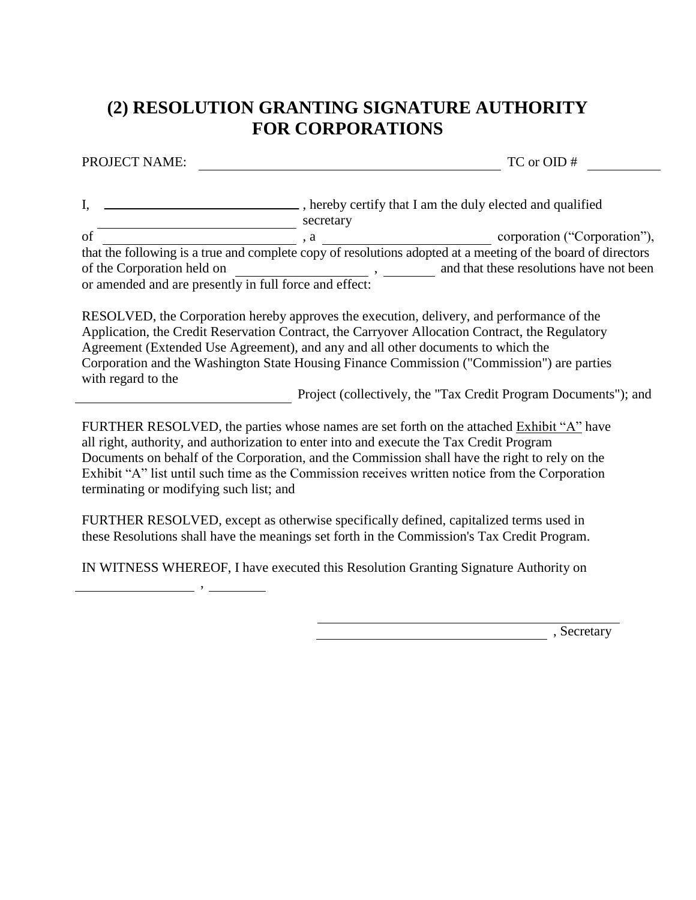# (2) RESOLUTION GRANTING SIGNATURE AUTHORITY FOR CORPORATIONS

PROJECT NAME: ______________________________________ TC or OID # __________

I, ______________________________ , hereby certify that I am the duly elected and qualified secretary of ______________________________ , a ________________________ corporation ("Corporation"), that the following is a true and complete copy of resolutions adopted at a meeting of the board of directors of the Corporation held on __________________ , ________ and that these resolutions have not been or amended and are presently in full force and effect:

RESOLVED, the Corporation hereby approves the execution, delivery, and performance of the Application, the Credit Reservation Contract, the Carryover Allocation Contract, the Regulatory Agreement (Extended Use Agreement), and any and all other documents to which the Corporation and the Washington State Housing Finance Commission ("Commission") are parties with regard to the ______________________________ Project (collectively, the "Tax Credit Program Documents"); and

FURTHER RESOLVED, the parties whose names are set forth on the attached Exhibit "A" have all right, authority, and authorization to enter into and execute the Tax Credit Program Documents on behalf of the Corporation, and the Commission shall have the right to rely on the Exhibit "A" list until such time as the Commission receives written notice from the Corporation terminating or modifying such list; and

FURTHER RESOLVED, except as otherwise specifically defined, capitalized terms used in these Resolutions shall have the meanings set forth in the Commission's Tax Credit Program.

IN WITNESS WHEREOF, I have executed this Resolution Granting Signature Authority on ________________ , ________

______________________________________

______________________________________ , Secretary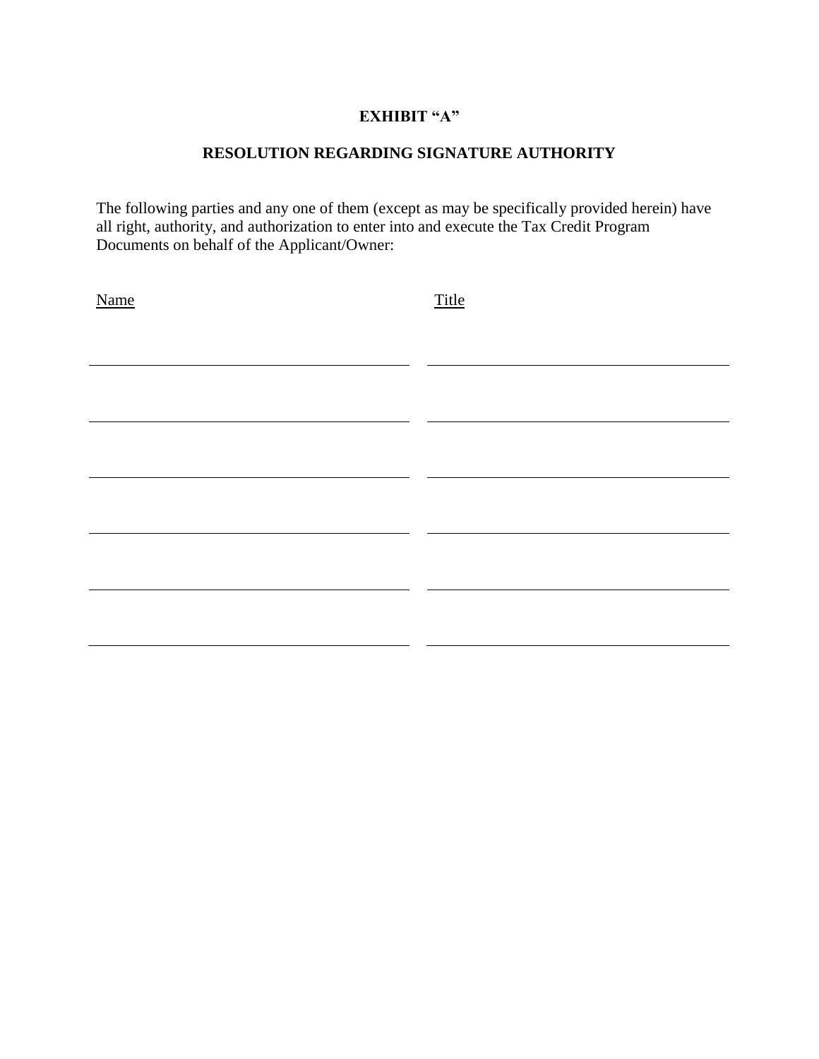**EXHIBIT "A"**

**RESOLUTION REGARDING SIGNATURE AUTHORITY**

The following parties and any one of them (except as may be specifically provided herein) have all right, authority, and authorization to enter into and execute the Tax Credit Program Documents on behalf of the Applicant/Owner:

| Name | Title |
| --- | --- |
| | |
| | |
| | |
| | |
| | |
| | |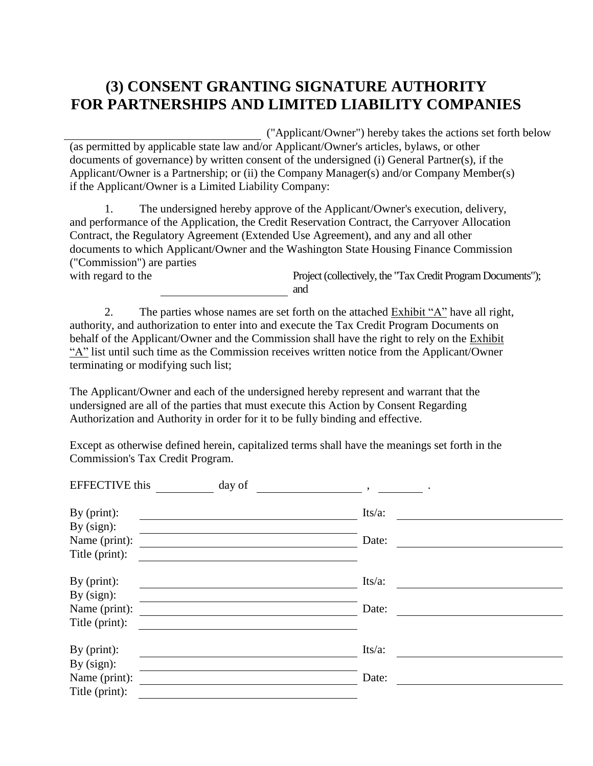# (3) CONSENT GRANTING SIGNATURE AUTHORITY FOR PARTNERSHIPS AND LIMITED LIABILITY COMPANIES

______________________________ ("Applicant/Owner") hereby takes the actions set forth below (as permitted by applicable state law and/or Applicant/Owner's articles, bylaws, or other documents of governance) by written consent of the undersigned (i) General Partner(s), if the Applicant/Owner is a Partnership; or (ii) the Company Manager(s) and/or Company Member(s) if the Applicant/Owner is a Limited Liability Company:

1. The undersigned hereby approve of the Applicant/Owner's execution, delivery, and performance of the Application, the Credit Reservation Contract, the Carryover Allocation Contract, the Regulatory Agreement (Extended Use Agreement), and any and all other documents to which Applicant/Owner and the Washington State Housing Finance Commission ("Commission") are parties with regard to the ______________________ Project (collectively, the "Tax Credit Program Documents"); and

2. The parties whose names are set forth on the attached Exhibit "A" have all right, authority, and authorization to enter into and execute the Tax Credit Program Documents on behalf of the Applicant/Owner and the Commission shall have the right to rely on the Exhibit "A" list until such time as the Commission receives written notice from the Applicant/Owner terminating or modifying such list;

The Applicant/Owner and each of the undersigned hereby represent and warrant that the undersigned are all of the parties that must execute this Action by Consent Regarding Authorization and Authority in order for it to be fully binding and effective.

Except as otherwise defined herein, capitalized terms shall have the meanings set forth in the Commission's Tax Credit Program.

EFFECTIVE this __________ day of __________________ , ________ .

By (print): ______________________________ Its/a: ______________________
By (sign): ______________________________
Name (print): ______________________________ Date: ______________________
Title (print): ______________________________

By (print): ______________________________ Its/a: ______________________
By (sign): ______________________________
Name (print): ______________________________ Date: ______________________
Title (print): ______________________________

By (print): ______________________________ Its/a: ______________________
By (sign): ______________________________
Name (print): ______________________________ Date: ______________________
Title (print): ______________________________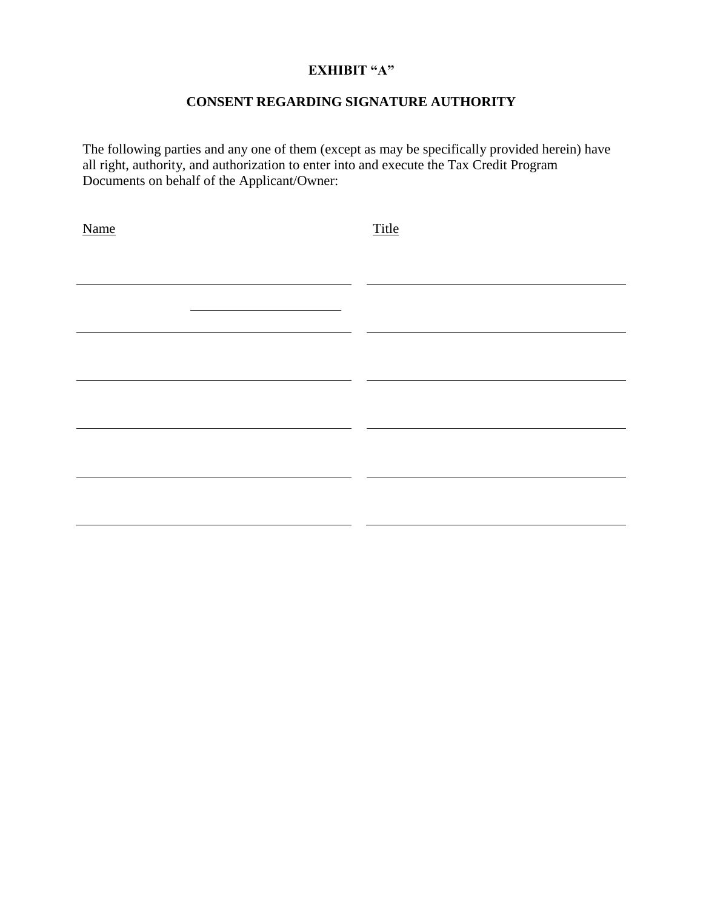**EXHIBIT "A"**

**CONSENT REGARDING SIGNATURE AUTHORITY**

The following parties and any one of them (except as may be specifically provided herein) have all right, authority, and authorization to enter into and execute the Tax Credit Program Documents on behalf of the Applicant/Owner:

| <u>Name</u> | <u>Title</u> |
|---|---|
| | |
| | |
| | |
| | |
| | |
| | |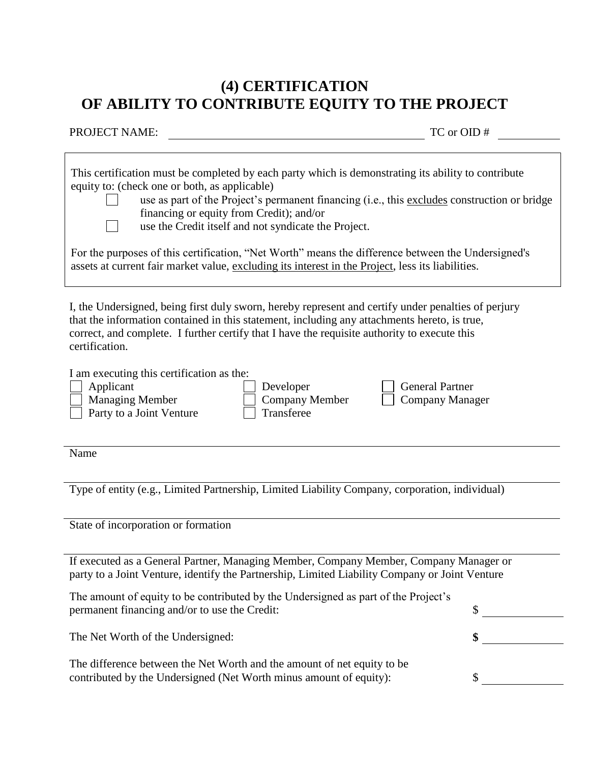# (4) CERTIFICATION OF ABILITY TO CONTRIBUTE EQUITY TO THE PROJECT

PROJECT NAME: \_\_\_\_\_\_\_\_\_\_\_\_\_\_\_\_\_\_\_\_\_\_\_\_\_\_\_\_\_\_\_\_\_\_\_\_ TC or OID # \_\_\_\_\_\_\_\_\_\_

This certification must be completed by each party which is demonstrating its ability to contribute equity to: (check one or both, as applicable)

- ☐ use as part of the Project's permanent financing (i.e., this <u>excludes</u> construction or bridge financing or equity from Credit); and/or
- ☐ use the Credit itself and not syndicate the Project.

For the purposes of this certification, "Net Worth" means the difference between the Undersigned's assets at current fair market value, <u>excluding its interest in the Project</u>, less its liabilities.

I, the Undersigned, being first duly sworn, hereby represent and certify under penalties of perjury that the information contained in this statement, including any attachments hereto, is true, correct, and complete. I further certify that I have the requisite authority to execute this certification.

I am executing this certification as the:

| | | |
|---|---|---|
| ☐ Applicant | ☐ Developer | ☐ General Partner |
| ☐ Managing Member | ☐ Company Member | ☐ Company Manager |
| ☐ Party to a Joint Venture | ☐ Transferee | |

\_\_\_\_\_\_\_\_\_\_\_\_\_\_\_\_\_\_\_\_\_\_\_\_\_\_\_\_\_\_\_\_\_\_\_\_\_\_\_\_\_\_\_\_\_\_\_\_\_\_\_\_\_\_\_\_
Name

\_\_\_\_\_\_\_\_\_\_\_\_\_\_\_\_\_\_\_\_\_\_\_\_\_\_\_\_\_\_\_\_\_\_\_\_\_\_\_\_\_\_\_\_\_\_\_\_\_\_\_\_\_\_\_\_
Type of entity (e.g., Limited Partnership, Limited Liability Company, corporation, individual)

\_\_\_\_\_\_\_\_\_\_\_\_\_\_\_\_\_\_\_\_\_\_\_\_\_\_\_\_\_\_\_\_\_\_\_\_\_\_\_\_\_\_\_\_\_\_\_\_\_\_\_\_\_\_\_\_
State of incorporation or formation

\_\_\_\_\_\_\_\_\_\_\_\_\_\_\_\_\_\_\_\_\_\_\_\_\_\_\_\_\_\_\_\_\_\_\_\_\_\_\_\_\_\_\_\_\_\_\_\_\_\_\_\_\_\_\_\_
If executed as a General Partner, Managing Member, Company Member, Company Manager or party to a Joint Venture, identify the Partnership, Limited Liability Company or Joint Venture

The amount of equity to be contributed by the Undersigned as part of the Project's permanent financing and/or to use the Credit: $ \_\_\_\_\_\_\_\_\_\_

The Net Worth of the Undersigned: **$** \_\_\_\_\_\_\_\_\_\_

The difference between the Net Worth and the amount of net equity to be contributed by the Undersigned (Net Worth minus amount of equity): $ \_\_\_\_\_\_\_\_\_\_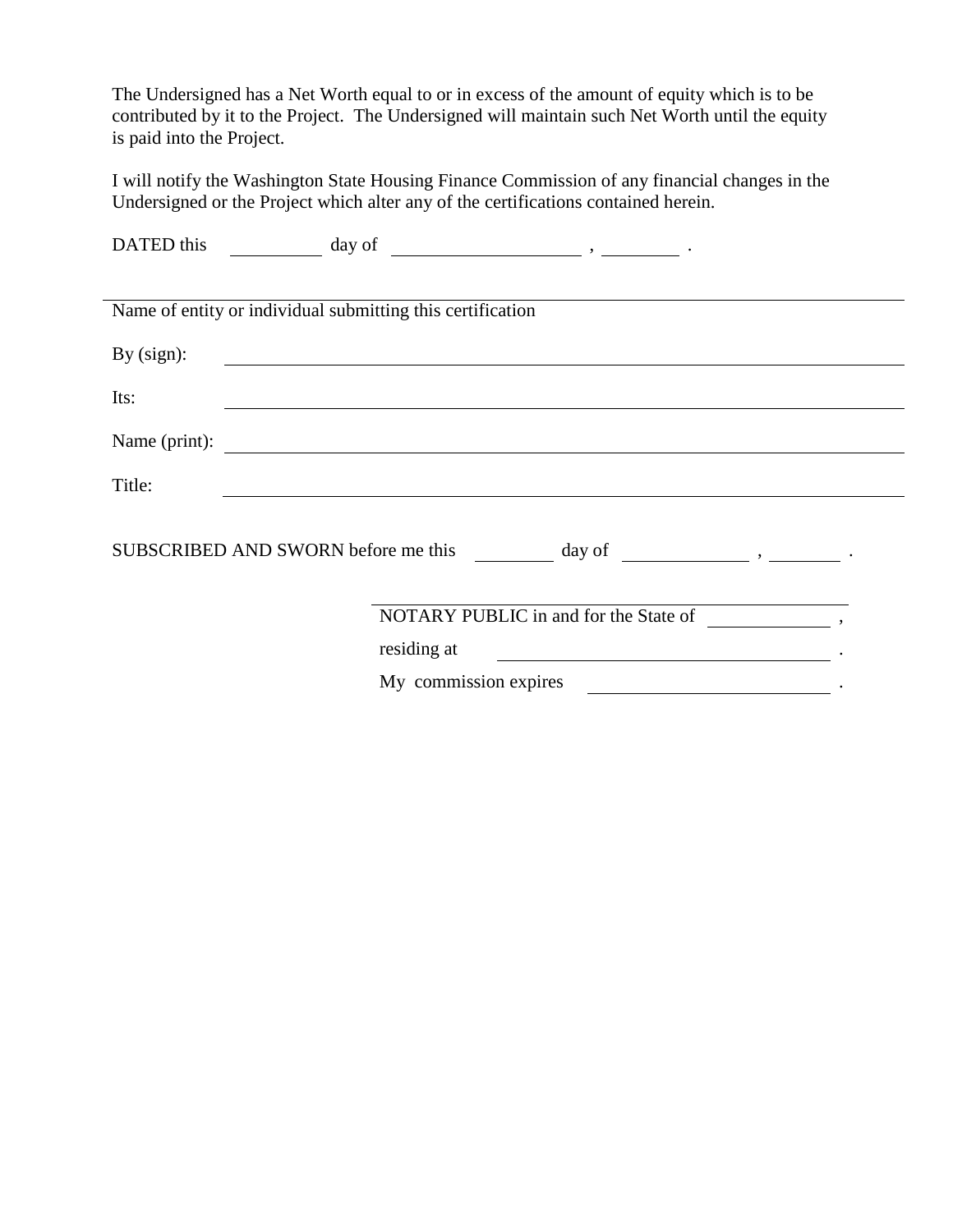The Undersigned has a Net Worth equal to or in excess of the amount of equity which is to be contributed by it to the Project. The Undersigned will maintain such Net Worth until the equity is paid into the Project.

I will notify the Washington State Housing Finance Commission of any financial changes in the Undersigned or the Project which alter any of the certifications contained herein.

DATED this \_\_\_\_\_\_\_\_\_\_ day of \_\_\_\_\_\_\_\_\_\_\_\_\_\_\_\_\_\_\_\_, \_\_\_\_\_\_\_\_.

\_\_\_\_\_\_\_\_\_\_\_\_\_\_\_\_\_\_\_\_\_\_\_\_\_\_\_\_\_\_\_\_\_\_\_\_\_\_\_\_\_\_\_\_\_\_\_\_\_\_\_\_\_\_\_\_\_\_\_\_
Name of entity or individual submitting this certification

By (sign): \_\_\_\_\_\_\_\_\_\_\_\_\_\_\_\_\_\_\_\_\_\_\_\_\_\_\_\_\_\_\_\_\_\_\_\_\_\_\_\_\_\_\_\_\_\_\_\_\_\_\_\_

Its: \_\_\_\_\_\_\_\_\_\_\_\_\_\_\_\_\_\_\_\_\_\_\_\_\_\_\_\_\_\_\_\_\_\_\_\_\_\_\_\_\_\_\_\_\_\_\_\_\_\_\_\_

Name (print): \_\_\_\_\_\_\_\_\_\_\_\_\_\_\_\_\_\_\_\_\_\_\_\_\_\_\_\_\_\_\_\_\_\_\_\_\_\_\_\_\_\_\_\_\_\_\_\_\_\_\_\_

Title: \_\_\_\_\_\_\_\_\_\_\_\_\_\_\_\_\_\_\_\_\_\_\_\_\_\_\_\_\_\_\_\_\_\_\_\_\_\_\_\_\_\_\_\_\_\_\_\_\_\_\_\_

SUBSCRIBED AND SWORN before me this \_\_\_\_\_\_\_\_ day of \_\_\_\_\_\_\_\_\_\_\_\_\_, \_\_\_\_\_\_\_\_.

\_\_\_\_\_\_\_\_\_\_\_\_\_\_\_\_\_\_\_\_\_\_\_\_\_\_\_\_\_\_\_\_\_\_\_\_\_\_\_\_\_\_\_\_
NOTARY PUBLIC in and for the State of \_\_\_\_\_\_\_\_\_\_\_\_,
residing at \_\_\_\_\_\_\_\_\_\_\_\_\_\_\_\_\_\_\_\_\_\_\_\_\_\_\_\_\_\_\_\_\_\_.
My commission expires \_\_\_\_\_\_\_\_\_\_\_\_\_\_\_\_\_\_\_\_\_\_\_\_\_\_.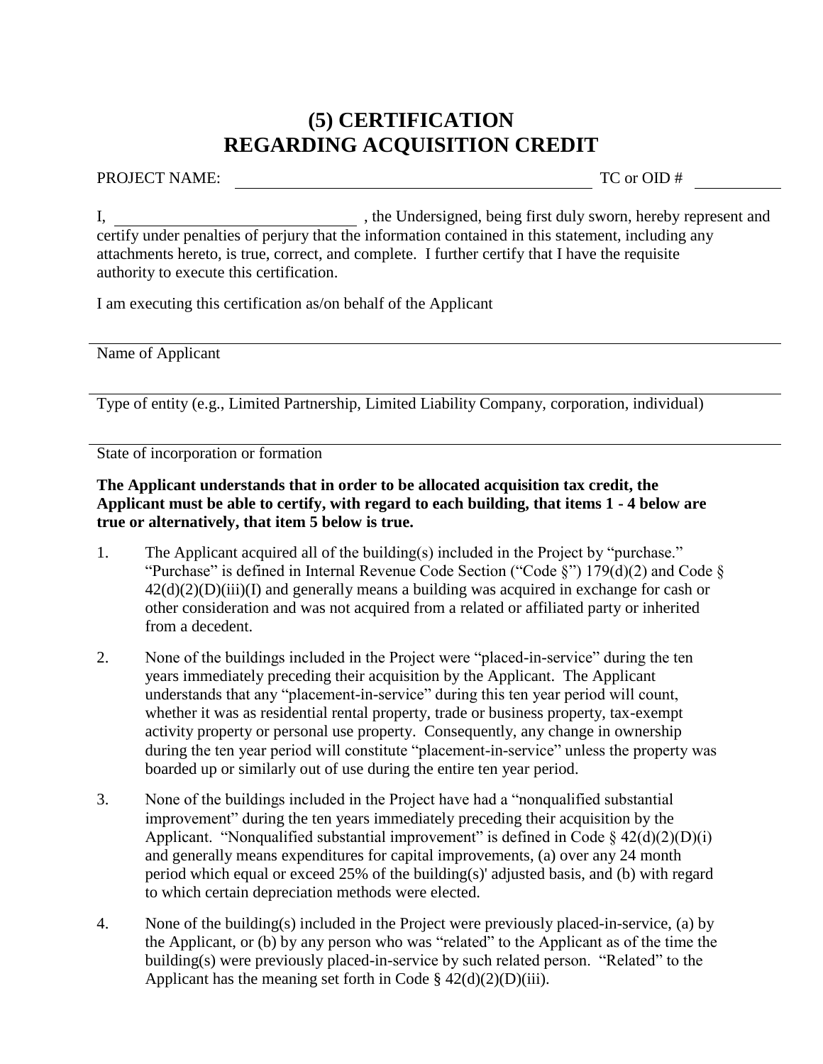# (5) CERTIFICATION
# REGARDING ACQUISITION CREDIT

PROJECT NAME: ______________________________________ TC or OID # __________

I, ____________________________ , the Undersigned, being first duly sworn, hereby represent and certify under penalties of perjury that the information contained in this statement, including any attachments hereto, is true, correct, and complete. I further certify that I have the requisite authority to execute this certification.

I am executing this certification as/on behalf of the Applicant

______________________________________________________________________

Name of Applicant

______________________________________________________________________

Type of entity (e.g., Limited Partnership, Limited Liability Company, corporation, individual)

______________________________________________________________________

State of incorporation or formation

**The Applicant understands that in order to be allocated acquisition tax credit, the Applicant must be able to certify, with regard to each building, that items 1 - 4 below are true or alternatively, that item 5 below is true.**

1. The Applicant acquired all of the building(s) included in the Project by "purchase." "Purchase" is defined in Internal Revenue Code Section ("Code §") 179(d)(2) and Code § 42(d)(2)(D)(iii)(I) and generally means a building was acquired in exchange for cash or other consideration and was not acquired from a related or affiliated party or inherited from a decedent.

2. None of the buildings included in the Project were "placed-in-service" during the ten years immediately preceding their acquisition by the Applicant. The Applicant understands that any "placement-in-service" during this ten year period will count, whether it was as residential rental property, trade or business property, tax-exempt activity property or personal use property. Consequently, any change in ownership during the ten year period will constitute "placement-in-service" unless the property was boarded up or similarly out of use during the entire ten year period.

3. None of the buildings included in the Project have had a "nonqualified substantial improvement" during the ten years immediately preceding their acquisition by the Applicant. "Nonqualified substantial improvement" is defined in Code § 42(d)(2)(D)(i) and generally means expenditures for capital improvements, (a) over any 24 month period which equal or exceed 25% of the building(s)' adjusted basis, and (b) with regard to which certain depreciation methods were elected.

4. None of the building(s) included in the Project were previously placed-in-service, (a) by the Applicant, or (b) by any person who was "related" to the Applicant as of the time the building(s) were previously placed-in-service by such related person. "Related" to the Applicant has the meaning set forth in Code § 42(d)(2)(D)(iii).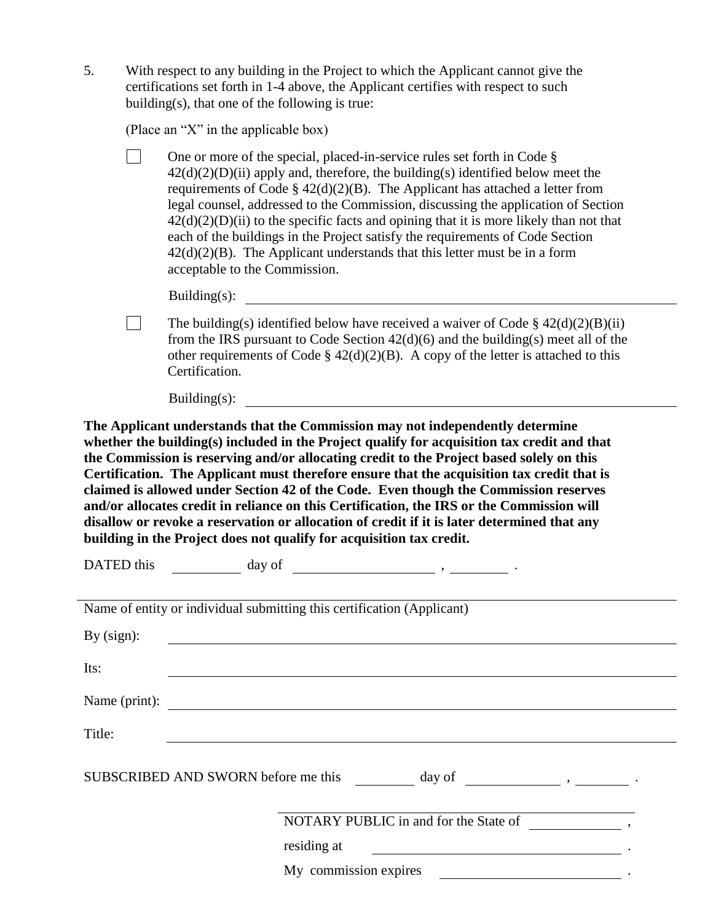5. With respect to any building in the Project to which the Applicant cannot give the certifications set forth in 1-4 above, the Applicant certifies with respect to such building(s), that one of the following is true:

   (Place an "X" in the applicable box)

   ☐ One or more of the special, placed-in-service rules set forth in Code § 42(d)(2)(D)(ii) apply and, therefore, the building(s) identified below meet the requirements of Code § 42(d)(2)(B). The Applicant has attached a letter from legal counsel, addressed to the Commission, discussing the application of Section 42(d)(2)(D)(ii) to the specific facts and opining that it is more likely than not that each of the buildings in the Project satisfy the requirements of Code Section 42(d)(2)(B). The Applicant understands that this letter must be in a form acceptable to the Commission.

   Building(s): ______________________________

   ☐ The building(s) identified below have received a waiver of Code § 42(d)(2)(B)(ii) from the IRS pursuant to Code Section 42(d)(6) and the building(s) meet all of the other requirements of Code § 42(d)(2)(B). A copy of the letter is attached to this Certification.

   Building(s): ______________________________

**The Applicant understands that the Commission may not independently determine whether the building(s) included in the Project qualify for acquisition tax credit and that the Commission is reserving and/or allocating credit to the Project based solely on this Certification. The Applicant must therefore ensure that the acquisition tax credit that is claimed is allowed under Section 42 of the Code. Even though the Commission reserves and/or allocates credit in reliance on this Certification, the IRS or the Commission will disallow or revoke a reservation or allocation of credit if it is later determined that any building in the Project does not qualify for acquisition tax credit.**

DATED this ________ day of ________________ , ________ .

______________________________

Name of entity or individual submitting this certification (Applicant)

By (sign): ______________________________

Its: ______________________________

Name (print): ______________________________

Title: ______________________________

SUBSCRIBED AND SWORN before me this ________ day of ____________ , ________ .

______________________________

NOTARY PUBLIC in and for the State of ____________ ,

residing at ______________________________ .

My commission expires ______________________ .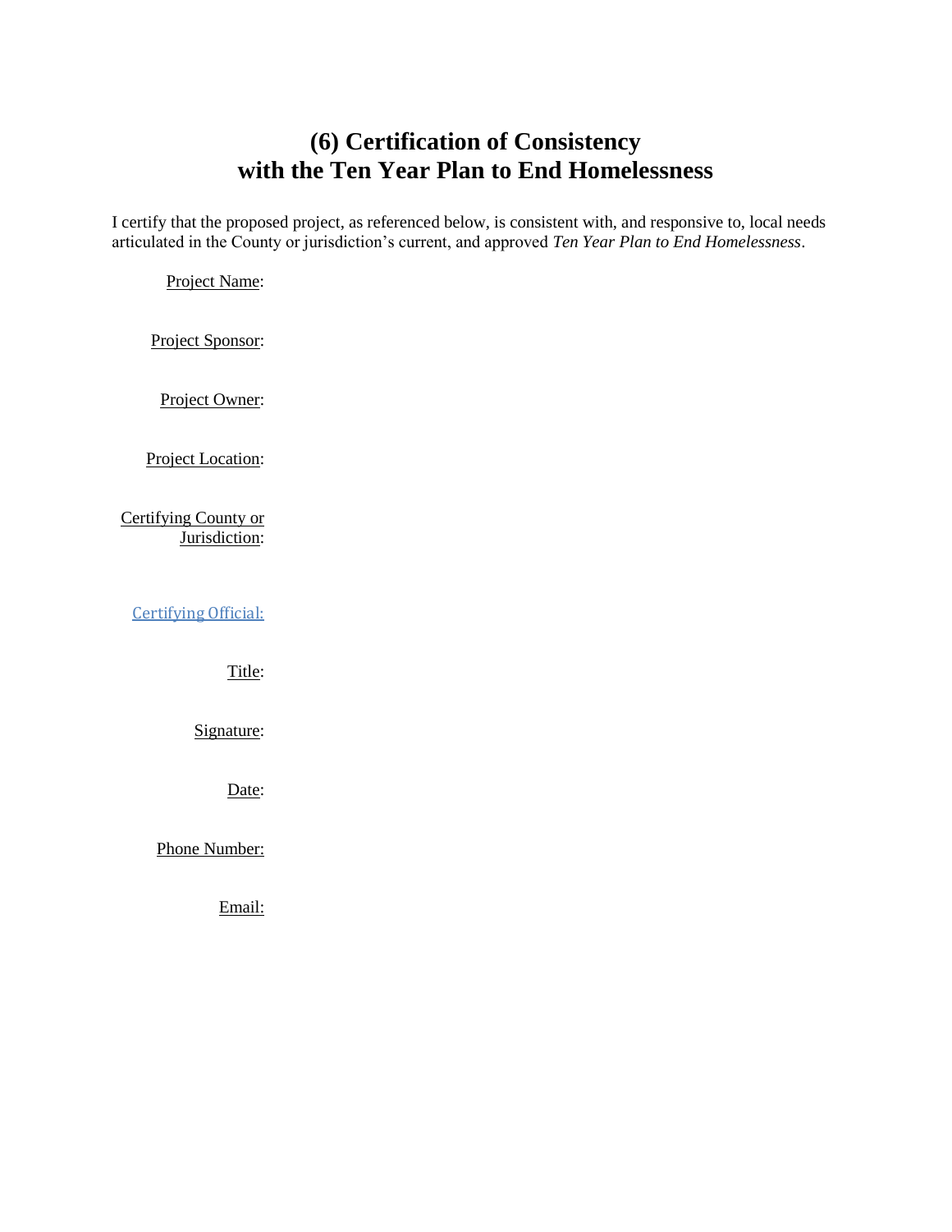# (6) Certification of Consistency with the Ten Year Plan to End Homelessness

I certify that the proposed project, as referenced below, is consistent with, and responsive to, local needs articulated in the County or jurisdiction's current, and approved *Ten Year Plan to End Homelessness*.

Project Name:

Project Sponsor:

Project Owner:

Project Location:

Certifying County or Jurisdiction:

Certifying Official:

Title:

Signature:

Date:

Phone Number:

Email: